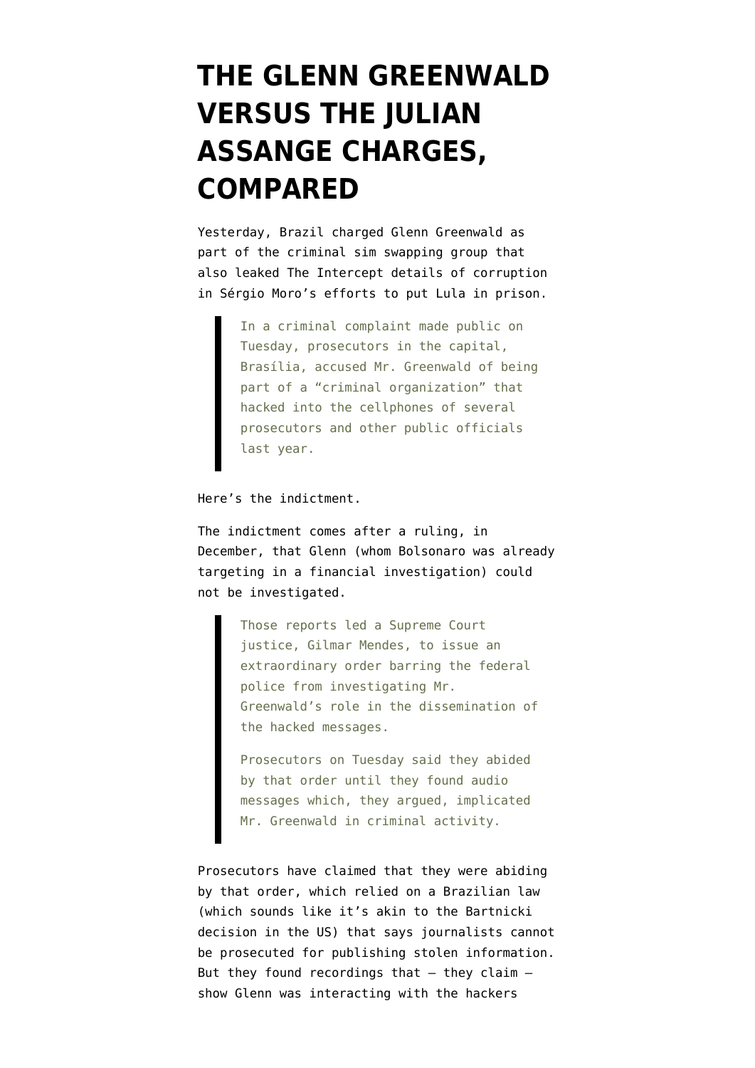# THE GLENN GREENWALD VERSUS THE JULIAN ASSANGE CHARGES, COMPARED

Yesterday, Brazil charged Glenn Greenwald as part of the criminal sim swapping group that also leaked The Intercept details of corruption in Sérgio Moro's efforts to put Lula in prison.

> In a criminal complaint made public on Tuesday, prosecutors in the capital, Brasília, accused Mr. Greenwald of being part of a "criminal organization" that hacked into the cellphones of several prosecutors and other public officials last year.

Here's the indictment.

The indictment comes after a ruling, in December, that Glenn (whom Bolsonaro was already targeting in a financial investigation) could not be investigated.

> Those reports led a Supreme Court justice, Gilmar Mendes, to issue an extraordinary order barring the federal police from investigating Mr. Greenwald's role in the dissemination of the hacked messages.
>
> Prosecutors on Tuesday said they abided by that order until they found audio messages which, they argued, implicated Mr. Greenwald in criminal activity.

Prosecutors have claimed that they were abiding by that order, which relied on a Brazilian law (which sounds like it's akin to the Bartnicki decision in the US) that says journalists cannot be prosecuted for publishing stolen information. But they found recordings that — they claim — show Glenn was interacting with the hackers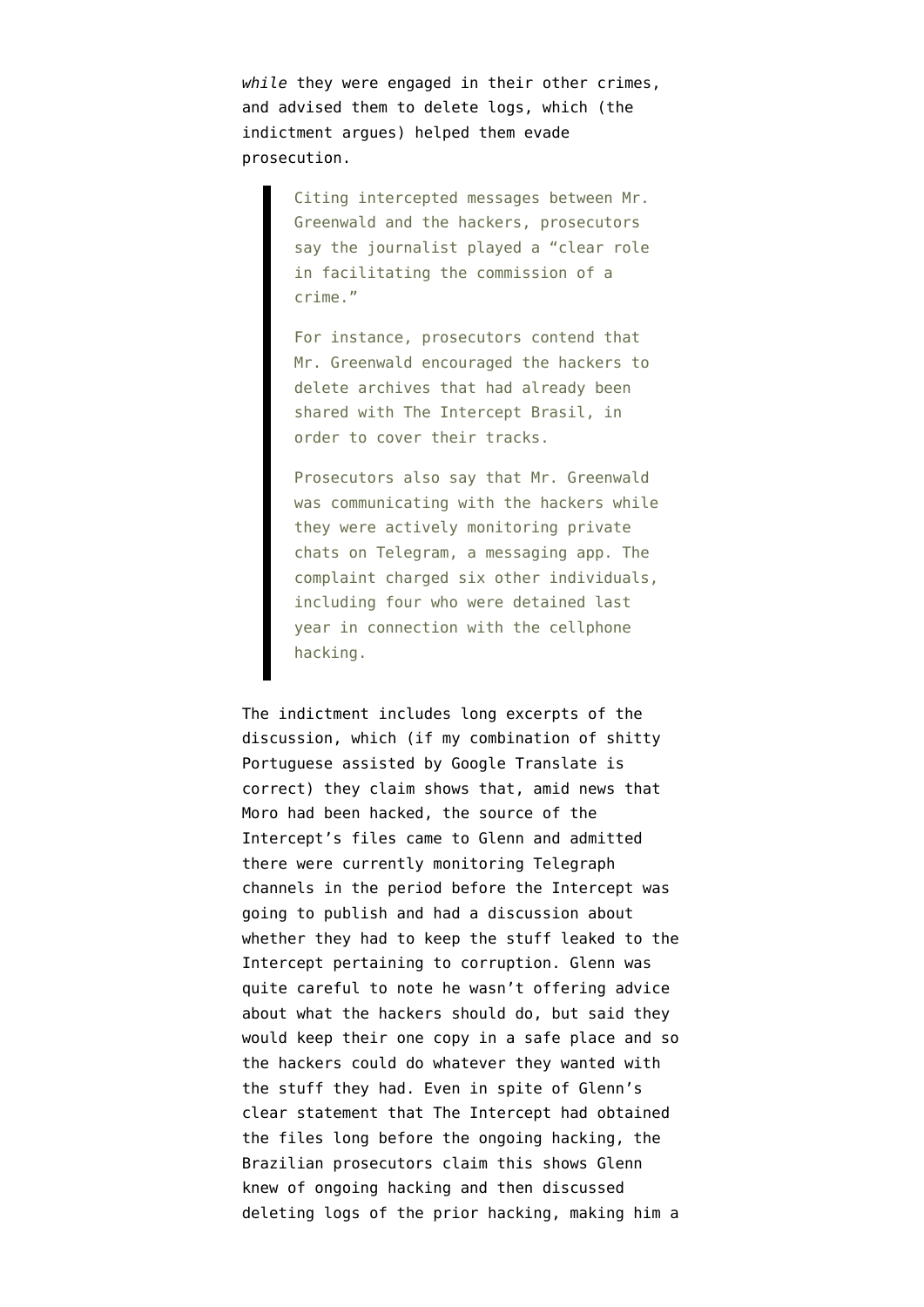*while* they were engaged in their other crimes, and advised them to delete logs, which (the indictment argues) helped them evade prosecution.

> Citing intercepted messages between Mr. Greenwald and the hackers, prosecutors say the journalist played a "clear role in facilitating the commission of a crime."
>
> For instance, prosecutors contend that Mr. Greenwald encouraged the hackers to delete archives that had already been shared with The Intercept Brasil, in order to cover their tracks.
>
> Prosecutors also say that Mr. Greenwald was communicating with the hackers while they were actively monitoring private chats on Telegram, a messaging app. The complaint charged six other individuals, including four who were detained last year in connection with the cellphone hacking.

The indictment includes long excerpts of the discussion, which (if my combination of shitty Portuguese assisted by Google Translate is correct) they claim shows that, amid news that Moro had been hacked, the source of the Intercept's files came to Glenn and admitted there were currently monitoring Telegraph channels in the period before the Intercept was going to publish and had a discussion about whether they had to keep the stuff leaked to the Intercept pertaining to corruption. Glenn was quite careful to note he wasn't offering advice about what the hackers should do, but said they would keep their one copy in a safe place and so the hackers could do whatever they wanted with the stuff they had. Even in spite of Glenn's clear statement that The Intercept had obtained the files long before the ongoing hacking, the Brazilian prosecutors claim this shows Glenn knew of ongoing hacking and then discussed deleting logs of the prior hacking, making him a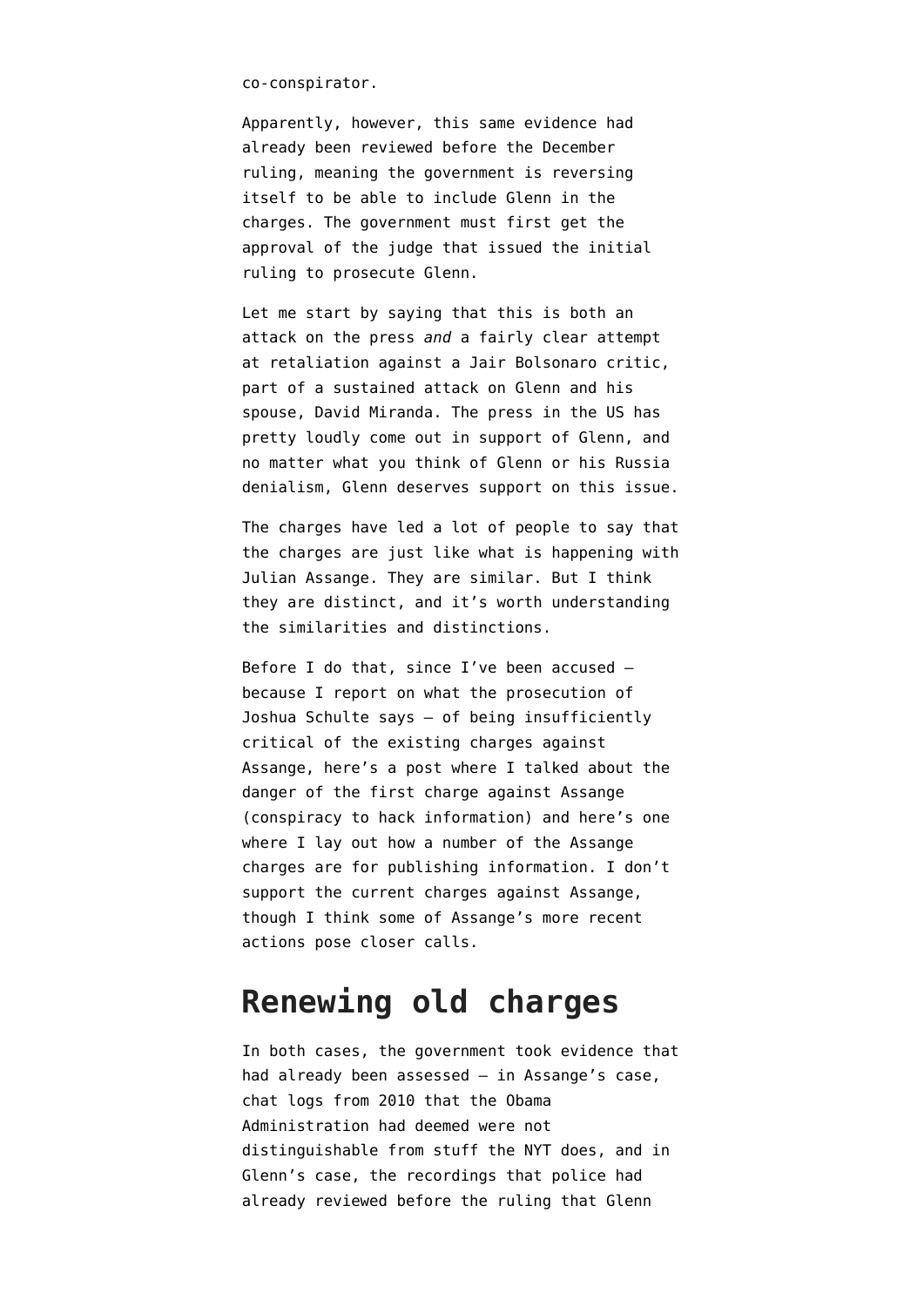co-conspirator.

Apparently, however, this same evidence had already been reviewed before the December ruling, meaning the government is reversing itself to be able to include Glenn in the charges. The government must first get the approval of the judge that issued the initial ruling to prosecute Glenn.

Let me start by saying that this is both an attack on the press *and* a fairly clear attempt at retaliation against a Jair Bolsonaro critic, part of a sustained attack on Glenn and his spouse, David Miranda. The press in the US has pretty loudly come out in support of Glenn, and no matter what you think of Glenn or his Russia denialism, Glenn deserves support on this issue.

The charges have led a lot of people to say that the charges are just like what is happening with Julian Assange. They are similar. But I think they are distinct, and it's worth understanding the similarities and distinctions.

Before I do that, since I've been accused — because I report on what the prosecution of Joshua Schulte says — of being insufficiently critical of the existing charges against Assange, here's a post where I talked about the danger of the first charge against Assange (conspiracy to hack information) and here's one where I lay out how a number of the Assange charges are for publishing information. I don't support the current charges against Assange, though I think some of Assange's more recent actions pose closer calls.

## Renewing old charges

In both cases, the government took evidence that had already been assessed — in Assange's case, chat logs from 2010 that the Obama Administration had deemed were not distinguishable from stuff the NYT does, and in Glenn's case, the recordings that police had already reviewed before the ruling that Glenn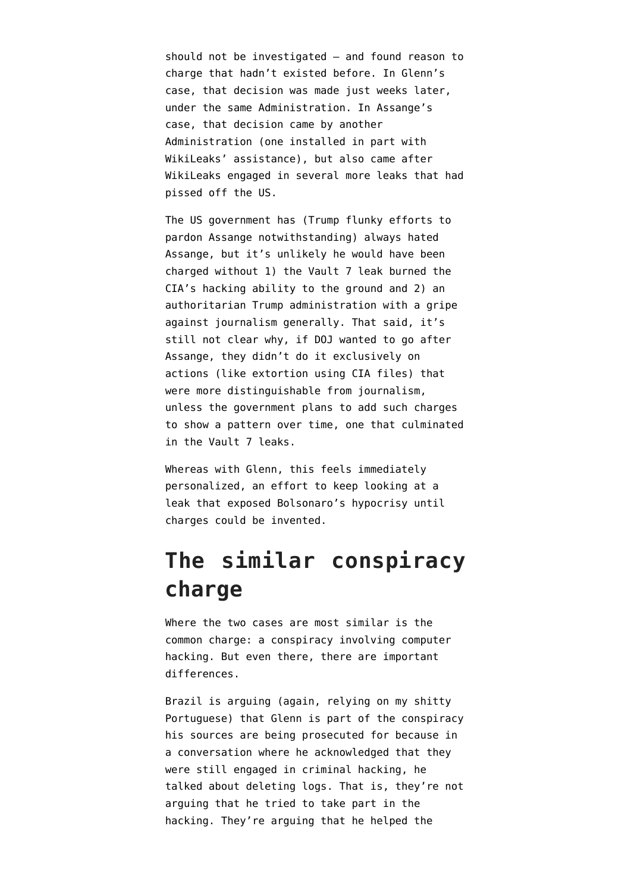should not be investigated — and found reason to charge that hadn't existed before. In Glenn's case, that decision was made just weeks later, under the same Administration. In Assange's case, that decision came by another Administration (one installed in part with WikiLeaks' assistance), but also came after WikiLeaks engaged in several more leaks that had pissed off the US.

The US government has (Trump flunky efforts to pardon Assange notwithstanding) always hated Assange, but it's unlikely he would have been charged without 1) the Vault 7 leak burned the CIA's hacking ability to the ground and 2) an authoritarian Trump administration with a gripe against journalism generally. That said, it's still not clear why, if DOJ wanted to go after Assange, they didn't do it exclusively on actions (like extortion using CIA files) that were more distinguishable from journalism, unless the government plans to add such charges to show a pattern over time, one that culminated in the Vault 7 leaks.

Whereas with Glenn, this feels immediately personalized, an effort to keep looking at a leak that exposed Bolsonaro's hypocrisy until charges could be invented.

## The similar conspiracy charge

Where the two cases are most similar is the common charge: a conspiracy involving computer hacking. But even there, there are important differences.

Brazil is arguing (again, relying on my shitty Portuguese) that Glenn is part of the conspiracy his sources are being prosecuted for because in a conversation where he acknowledged that they were still engaged in criminal hacking, he talked about deleting logs. That is, they're not arguing that he tried to take part in the hacking. They're arguing that he helped the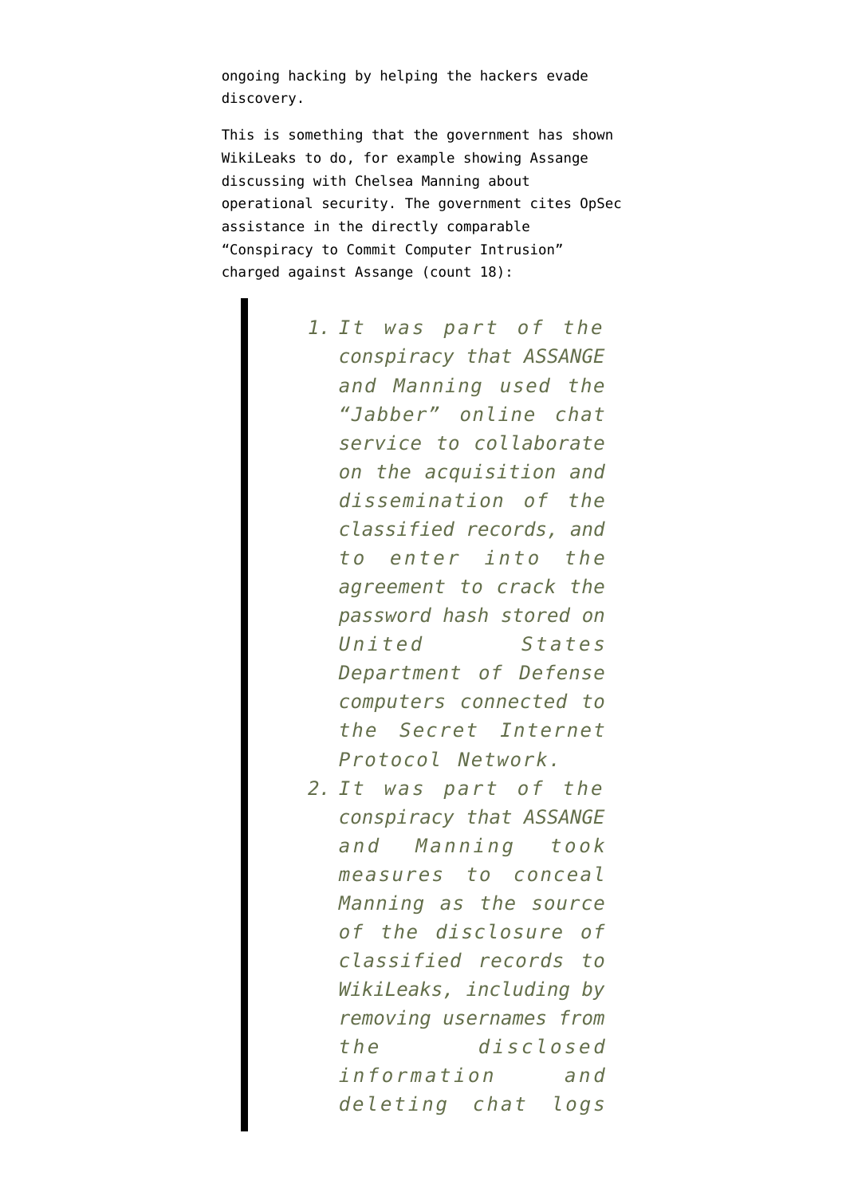ongoing hacking by helping the hackers evade discovery.

This is something that the government has shown WikiLeaks to do, for example showing Assange discussing with Chelsea Manning about operational security. The government cites OpSec assistance in the directly comparable "Conspiracy to Commit Computer Intrusion" charged against Assange (count 18):

> 1. *It was part of the conspiracy that ASSANGE and Manning used the "Jabber" online chat service to collaborate on the acquisition and dissemination of the classified records, and to enter into the agreement to crack the password hash stored on United States Department of Defense computers connected to the Secret Internet Protocol Network.*
> 2. *It was part of the conspiracy that ASSANGE and Manning took measures to conceal Manning as the source of the disclosure of classified records to WikiLeaks, including by removing usernames from the disclosed information and deleting chat logs*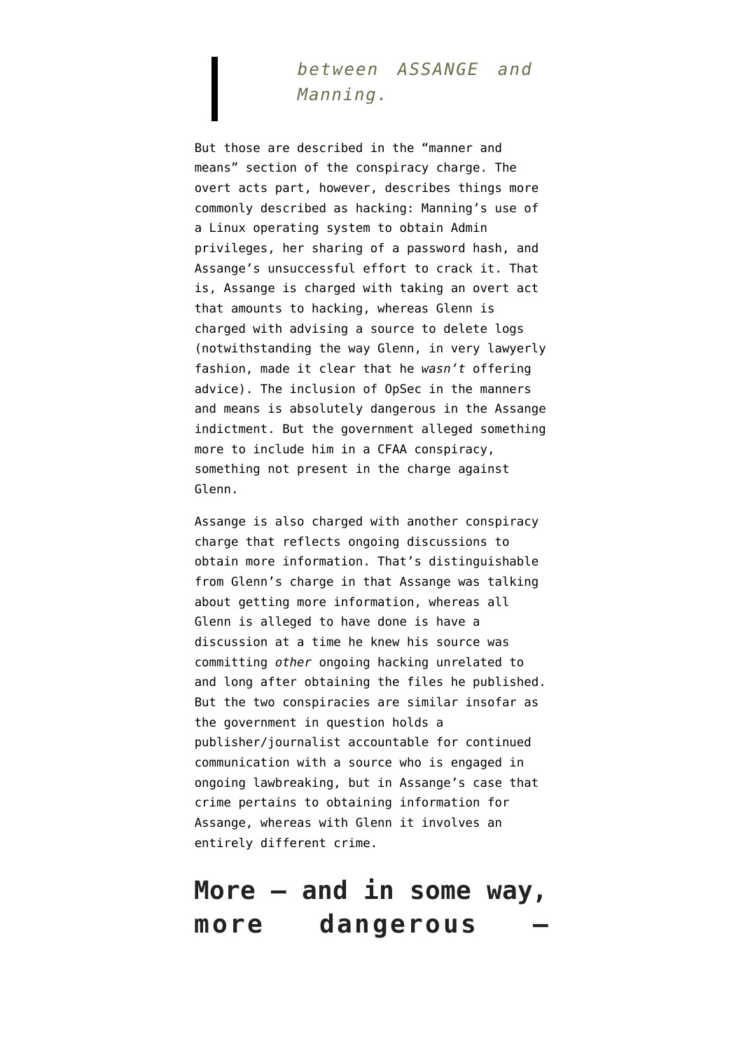> *between ASSANGE and Manning.*

But those are described in the "manner and means" section of the conspiracy charge. The overt acts part, however, describes things more commonly described as hacking: Manning's use of a Linux operating system to obtain Admin privileges, her sharing of a password hash, and Assange's unsuccessful effort to crack it. That is, Assange is charged with taking an overt act that amounts to hacking, whereas Glenn is charged with advising a source to delete logs (notwithstanding the way Glenn, in very lawyerly fashion, made it clear that he *wasn't* offering advice). The inclusion of OpSec in the manners and means is absolutely dangerous in the Assange indictment. But the government alleged something more to include him in a CFAA conspiracy, something not present in the charge against Glenn.

Assange is also charged with another conspiracy charge that reflects ongoing discussions to obtain more information. That's distinguishable from Glenn's charge in that Assange was talking about getting more information, whereas all Glenn is alleged to have done is have a discussion at a time he knew his source was committing *other* ongoing hacking unrelated to and long after obtaining the files he published. But the two conspiracies are similar insofar as the government in question holds a publisher/journalist accountable for continued communication with a source who is engaged in ongoing lawbreaking, but in Assange's case that crime pertains to obtaining information for Assange, whereas with Glenn it involves an entirely different crime.

## More — and in some way, more dangerous —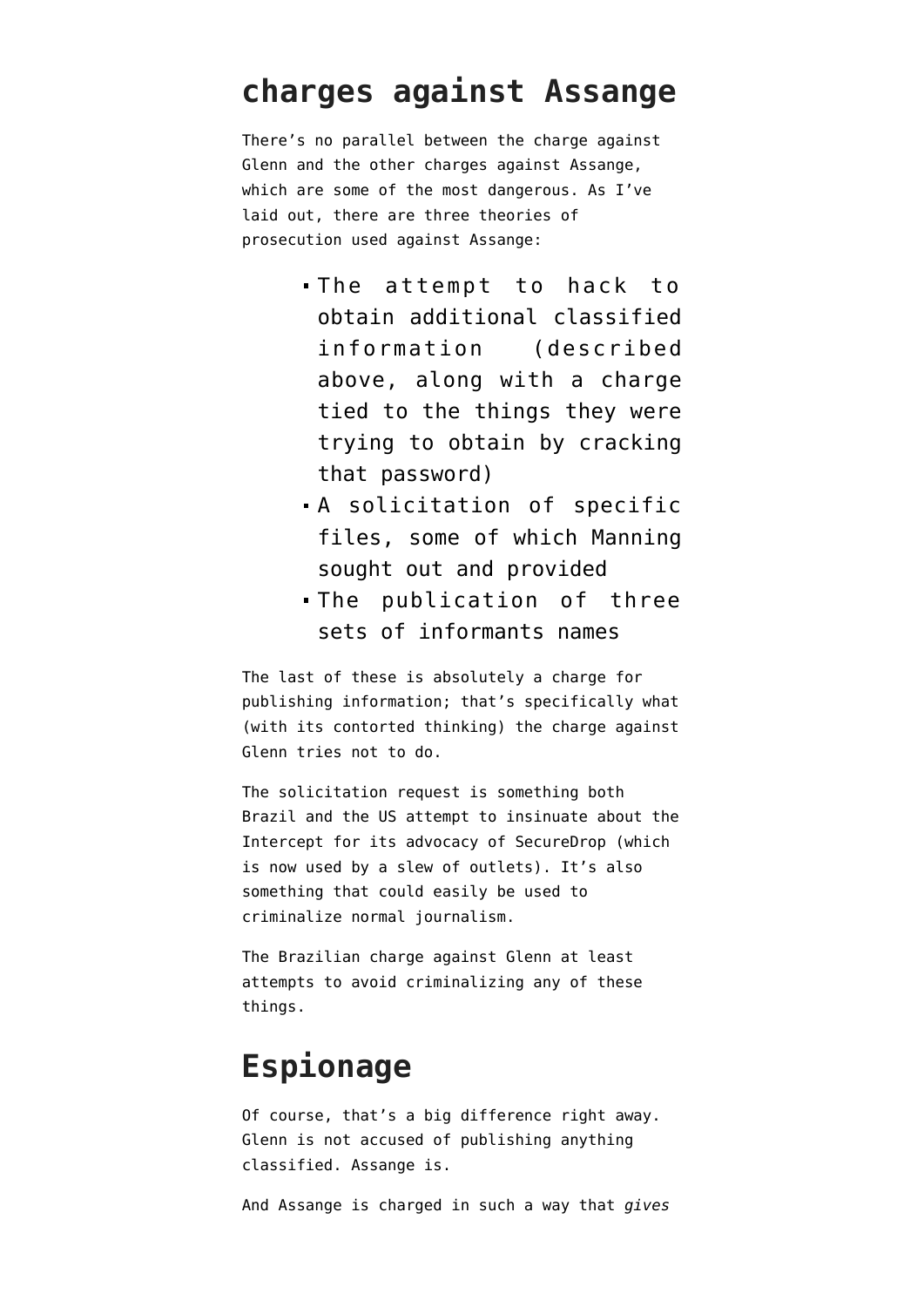## charges against Assange

There's no parallel between the charge against Glenn and the other charges against Assange, which are some of the most dangerous. As I've laid out, there are three theories of prosecution used against Assange:

- The attempt to hack to obtain additional classified information (described above, along with a charge tied to the things they were trying to obtain by cracking that password)
- A solicitation of specific files, some of which Manning sought out and provided
- The publication of three sets of informants names

The last of these is absolutely a charge for publishing information; that's specifically what (with its contorted thinking) the charge against Glenn tries not to do.

The solicitation request is something both Brazil and the US attempt to insinuate about the Intercept for its advocacy of SecureDrop (which is now used by a slew of outlets). It's also something that could easily be used to criminalize normal journalism.

The Brazilian charge against Glenn at least attempts to avoid criminalizing any of these things.

## Espionage

Of course, that's a big difference right away. Glenn is not accused of publishing anything classified. Assange is.

And Assange is charged in such a way that *gives*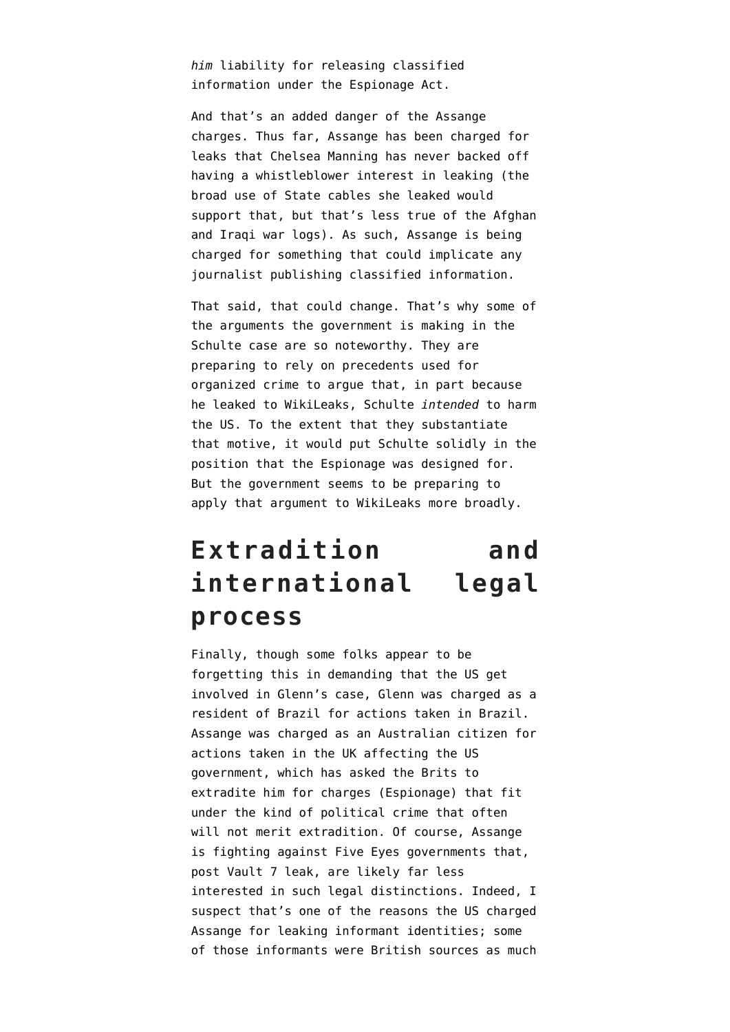*him* liability for releasing classified information under the Espionage Act.

And that's an added danger of the Assange charges. Thus far, Assange has been charged for leaks that Chelsea Manning has never backed off having a whistleblower interest in leaking (the broad use of State cables she leaked would support that, but that's less true of the Afghan and Iraqi war logs). As such, Assange is being charged for something that could implicate any journalist publishing classified information.

That said, that could change. That's why some of the arguments the government is making in the Schulte case are so noteworthy. They are preparing to rely on precedents used for organized crime to argue that, in part because he leaked to WikiLeaks, Schulte *intended* to harm the US. To the extent that they substantiate that motive, it would put Schulte solidly in the position that the Espionage was designed for. But the government seems to be preparing to apply that argument to WikiLeaks more broadly.

## Extradition and international legal process

Finally, though some folks appear to be forgetting this in demanding that the US get involved in Glenn's case, Glenn was charged as a resident of Brazil for actions taken in Brazil. Assange was charged as an Australian citizen for actions taken in the UK affecting the US government, which has asked the Brits to extradite him for charges (Espionage) that fit under the kind of political crime that often will not merit extradition. Of course, Assange is fighting against Five Eyes governments that, post Vault 7 leak, are likely far less interested in such legal distinctions. Indeed, I suspect that's one of the reasons the US charged Assange for leaking informant identities; some of those informants were British sources as much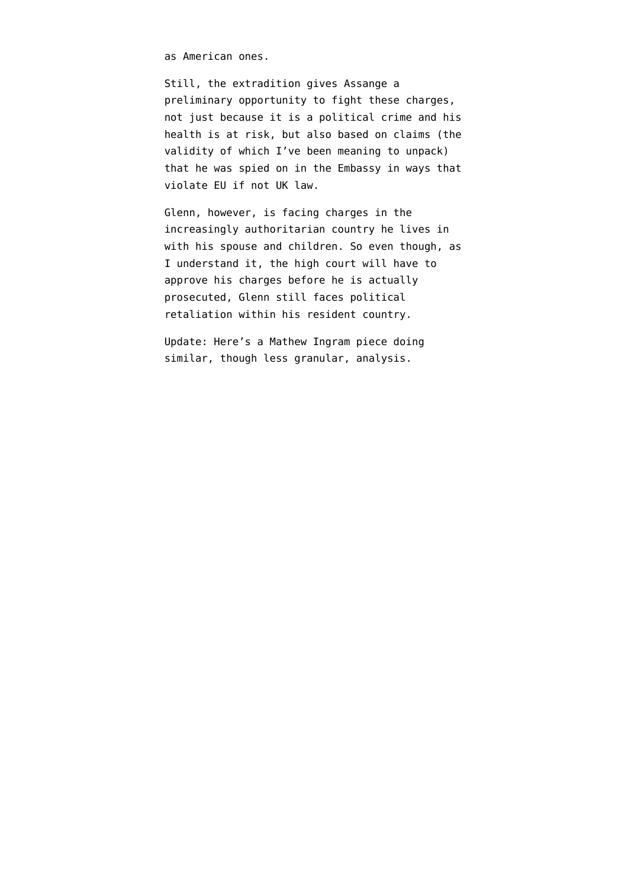as American ones.

Still, the extradition gives Assange a preliminary opportunity to fight these charges, not just because it is a political crime and his health is at risk, but also based on claims (the validity of which I've been meaning to unpack) that he was spied on in the Embassy in ways that violate EU if not UK law.

Glenn, however, is facing charges in the increasingly authoritarian country he lives in with his spouse and children. So even though, as I understand it, the high court will have to approve his charges before he is actually prosecuted, Glenn still faces political retaliation within his resident country.

Update: Here's a Mathew Ingram piece doing similar, though less granular, analysis.